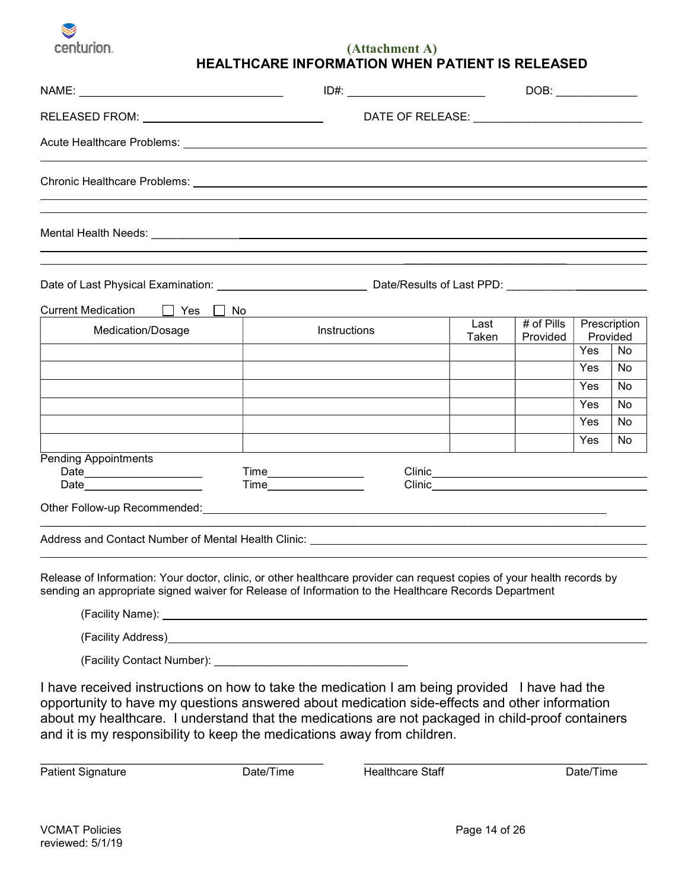centurion.

(Attachment A)

# HEALTHCARE INFORMATION WHEN PATIENT IS RELEASED

NAME: ______________________________ ID#: ____________________ DOB: ____________

RELEASED FROM: ____________________________ DATE OF RELEASE: ________________________

Acute Healthcare Problems: ____________________________________________________________

______________________________________________________________________________

Chronic Healthcare Problems: __________________________________________________________

______________________________________________________________________________

______________________________________________________________________________

Mental Health Needs: _________________________________________________________________

______________________________________________________________________________

______________________________________________________________________________

Date of Last Physical Examination: ______________________ Date/Results of Last PPD: ______________________

Current Medication ☐ Yes ☐ No

| Medication/Dosage | Instructions | Last Taken | # of Pills Provided | Prescription Provided | |
|---|---|---|---|---|---|
| | | | | Yes | No |
| | | | | Yes | No |
| | | | | Yes | No |
| | | | | Yes | No |
| | | | | Yes | No |
| | | | | Yes | No |

Pending Appointments

Date__________________ Time______________ Clinic________________________________

Date__________________ Time______________ Clinic________________________________

Other Follow-up Recommended:_________________________________________________________

______________________________________________________________________________

Address and Contact Number of Mental Health Clinic: ______________________________________

______________________________________________________________________________

Release of Information: Your doctor, clinic, or other healthcare provider can request copies of your health records by sending an appropriate signed waiver for Release of Information to the Healthcare Records Department

(Facility Name): ______________________________________________________________

(Facility Address)______________________________________________________________

(Facility Contact Number): ______________________________

I have received instructions on how to take the medication I am being provided I have had the opportunity to have my questions answered about medication side-effects and other information about my healthcare. I understand that the medications are not packaged in child-proof containers and it is my responsibility to keep the medications away from children.

______________________________________ ______________________________________

Patient Signature Date/Time Healthcare Staff Date/Time

VCMAT Policies
reviewed: 5/1/19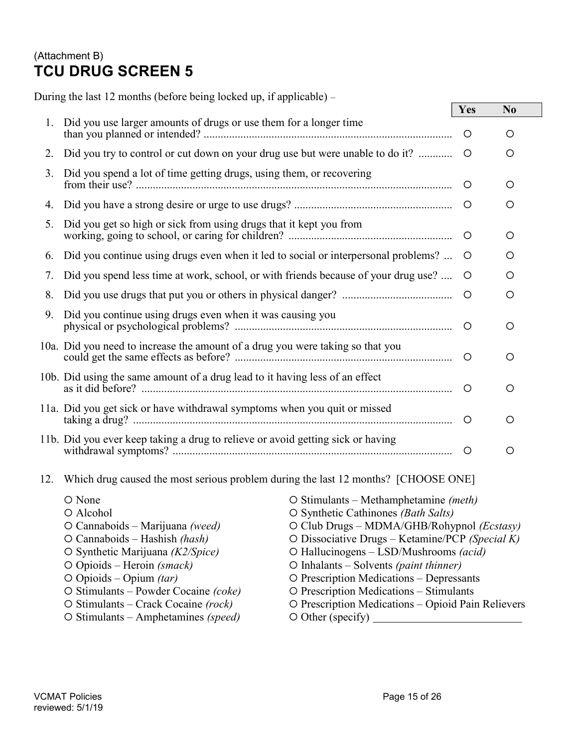(Attachment B)

# TCU DRUG SCREEN 5

During the last 12 months (before being locked up, if applicable) –

| | | Yes | No |
|---|---|---|---|
| 1. | Did you use larger amounts of drugs or use them for a longer time than you planned or intended? | ○ | ○ |
| 2. | Did you try to control or cut down on your drug use but were unable to do it? | ○ | ○ |
| 3. | Did you spend a lot of time getting drugs, using them, or recovering from their use? | ○ | ○ |
| 4. | Did you have a strong desire or urge to use drugs? | ○ | ○ |
| 5. | Did you get so high or sick from using drugs that it kept you from working, going to school, or caring for children? | ○ | ○ |
| 6. | Did you continue using drugs even when it led to social or interpersonal problems? | ○ | ○ |
| 7. | Did you spend less time at work, school, or with friends because of your drug use? | ○ | ○ |
| 8. | Did you use drugs that put you or others in physical danger? | ○ | ○ |
| 9. | Did you continue using drugs even when it was causing you physical or psychological problems? | ○ | ○ |
| 10a. | Did you need to increase the amount of a drug you were taking so that you could get the same effects as before? | ○ | ○ |
| 10b. | Did using the same amount of a drug lead to it having less of an effect as it did before? | ○ | ○ |
| 11a. | Did you get sick or have withdrawal symptoms when you quit or missed taking a drug? | ○ | ○ |
| 11b. | Did you ever keep taking a drug to relieve or avoid getting sick or having withdrawal symptoms? | ○ | ○ |

12. Which drug caused the most serious problem during the last 12 months? [CHOOSE ONE]

- ○ None
- ○ Alcohol
- ○ Cannaboids – Marijuana *(weed)*
- ○ Cannaboids – Hashish *(hash)*
- ○ Synthetic Marijuana *(K2/Spice)*
- ○ Opioids – Heroin *(smack)*
- ○ Opioids – Opium *(tar)*
- ○ Stimulants – Powder Cocaine *(coke)*
- ○ Stimulants – Crack Cocaine *(rock)*
- ○ Stimulants – Amphetamines *(speed)*
- ○ Stimulants – Methamphetamine *(meth)*
- ○ Synthetic Cathinones *(Bath Salts)*
- ○ Club Drugs – MDMA/GHB/Rohypnol *(Ecstasy)*
- ○ Dissociative Drugs – Ketamine/PCP *(Special K)*
- ○ Hallucinogens – LSD/Mushrooms *(acid)*
- ○ Inhalants – Solvents *(paint thinner)*
- ○ Prescription Medications – Depressants
- ○ Prescription Medications – Stimulants
- ○ Prescription Medications – Opioid Pain Relievers
- ○ Other (specify) ____________________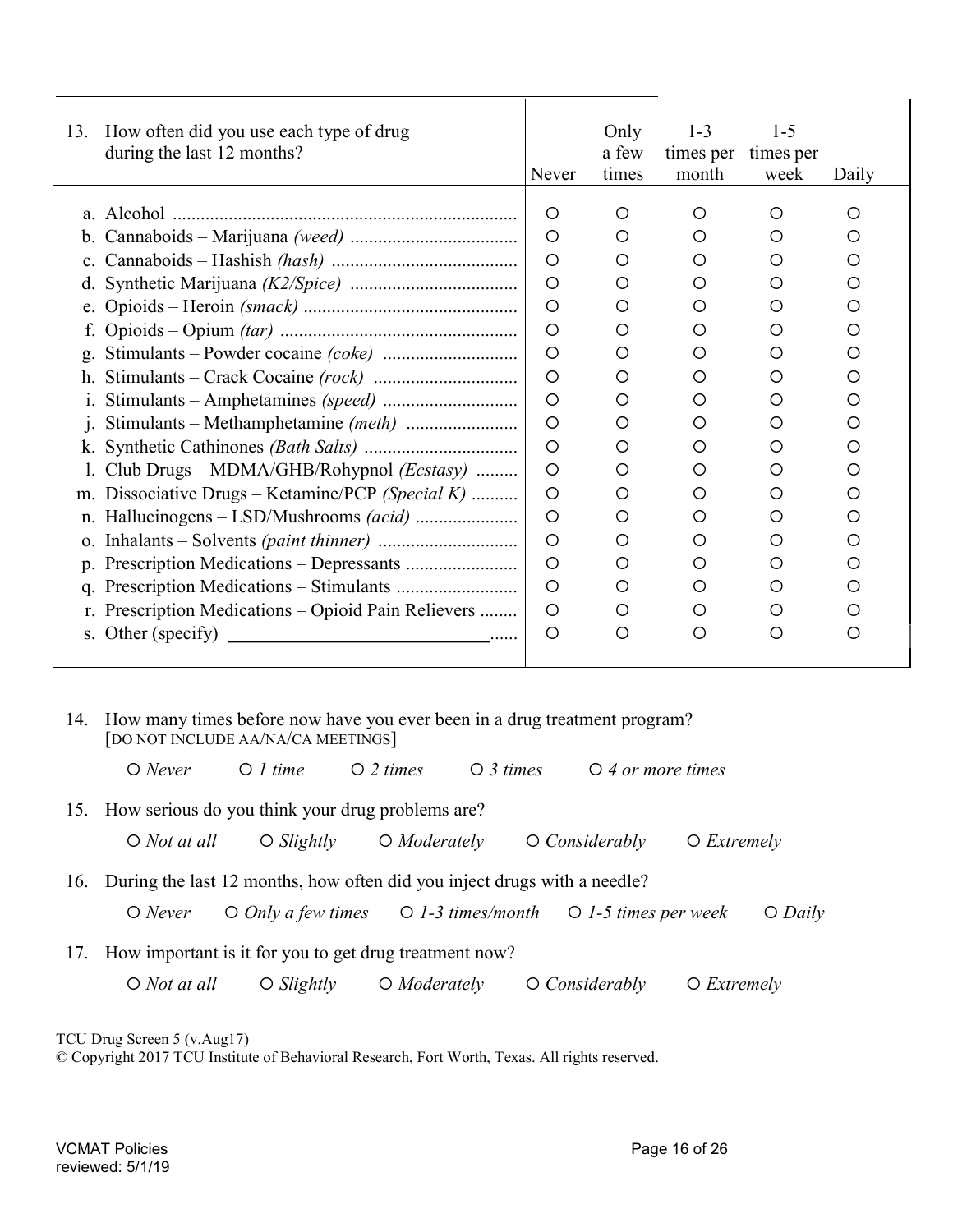| 13. How often did you use each type of drug during the last 12 months? | Never | Only a few times | 1-3 times per month | 1-5 times per week | Daily |
|---|---|---|---|---|---|
| a. Alcohol | ○ | ○ | ○ | ○ | ○ |
| b. Cannaboids – Marijuana *(weed)* | ○ | ○ | ○ | ○ | ○ |
| c. Cannaboids – Hashish *(hash)* | ○ | ○ | ○ | ○ | ○ |
| d. Synthetic Marijuana *(K2/Spice)* | ○ | ○ | ○ | ○ | ○ |
| e. Opioids – Heroin *(smack)* | ○ | ○ | ○ | ○ | ○ |
| f. Opioids – Opium *(tar)* | ○ | ○ | ○ | ○ | ○ |
| g. Stimulants – Powder cocaine *(coke)* | ○ | ○ | ○ | ○ | ○ |
| h. Stimulants – Crack Cocaine *(rock)* | ○ | ○ | ○ | ○ | ○ |
| i. Stimulants – Amphetamines *(speed)* | ○ | ○ | ○ | ○ | ○ |
| j. Stimulants – Methamphetamine *(meth)* | ○ | ○ | ○ | ○ | ○ |
| k. Synthetic Cathinones *(Bath Salts)* | ○ | ○ | ○ | ○ | ○ |
| l. Club Drugs – MDMA/GHB/Rohypnol *(Ecstasy)* | ○ | ○ | ○ | ○ | ○ |
| m. Dissociative Drugs – Ketamine/PCP *(Special K)* | ○ | ○ | ○ | ○ | ○ |
| n. Hallucinogens – LSD/Mushrooms *(acid)* | ○ | ○ | ○ | ○ | ○ |
| o. Inhalants – Solvents *(paint thinner)* | ○ | ○ | ○ | ○ | ○ |
| p. Prescription Medications – Depressants | ○ | ○ | ○ | ○ | ○ |
| q. Prescription Medications – Stimulants | ○ | ○ | ○ | ○ | ○ |
| r. Prescription Medications – Opioid Pain Relievers | ○ | ○ | ○ | ○ | ○ |
| s. Other (specify) ____________________________ | ○ | ○ | ○ | ○ | ○ |

14. How many times before now have you ever been in a drug treatment program? [DO NOT INCLUDE AA/NA/CA MEETINGS]

○ *Never* ○ *1 time* ○ *2 times* ○ *3 times* ○ *4 or more times*

15. How serious do you think your drug problems are?

○ *Not at all* ○ *Slightly* ○ *Moderately* ○ *Considerably* ○ *Extremely*

16. During the last 12 months, how often did you inject drugs with a needle?

○ *Never* ○ *Only a few times* ○ *1-3 times/month* ○ *1-5 times per week* ○ *Daily*

17. How important is it for you to get drug treatment now?

○ *Not at all* ○ *Slightly* ○ *Moderately* ○ *Considerably* ○ *Extremely*

TCU Drug Screen 5 (v.Aug17)
© Copyright 2017 TCU Institute of Behavioral Research, Fort Worth, Texas. All rights reserved.

VCMAT Policies
reviewed: 5/1/19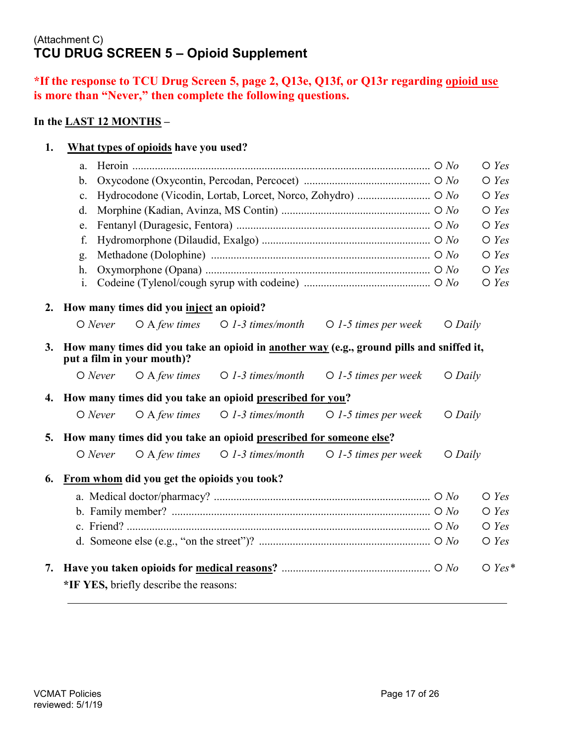(Attachment C)

## TCU DRUG SCREEN 5 – Opioid Supplement

**\*If the response to TCU Drug Screen 5, page 2, Q13e, Q13f, or Q13r regarding <u>opioid use</u> is more than "Never," then complete the following questions.**

**In the <u>LAST 12 MONTHS</u> –**

1. **<u>What types of opioids</u> have you used?**

   a. Heroin ........................................ ○ *No* ○ *Yes*
   b. Oxycodone (Oxycontin, Percodan, Percocet) ........................................ ○ *No* ○ *Yes*
   c. Hydrocodone (Vicodin, Lortab, Lorcet, Norco, Zohydro) ........................................ ○ *No* ○ *Yes*
   d. Morphine (Kadian, Avinza, MS Contin) ........................................ ○ *No* ○ *Yes*
   e. Fentanyl (Duragesic, Fentora) ........................................ ○ *No* ○ *Yes*
   f. Hydromorphone (Dilaudid, Exalgo) ........................................ ○ *No* ○ *Yes*
   g. Methadone (Dolophine) ........................................ ○ *No* ○ *Yes*
   h. Oxymorphone (Opana) ........................................ ○ *No* ○ *Yes*
   i. Codeine (Tylenol/cough syrup with codeine) ........................................ ○ *No* ○ *Yes*

2. **How many times did you <u>inject</u> an opioid?**

   ○ *Never* ○ A *few times* ○ *1-3 times/month* ○ *1-5 times per week* ○ *Daily*

3. **How many times did you take an opioid in <u>another way</u> (e.g., ground pills and sniffed it, put a film in your mouth)?**

   ○ *Never* ○ A *few times* ○ *1-3 times/month* ○ *1-5 times per week* ○ *Daily*

4. **How many times did you take an opioid <u>prescribed for you</u>?**

   ○ *Never* ○ A *few times* ○ *1-3 times/month* ○ *1-5 times per week* ○ *Daily*

5. **How many times did you take an opioid <u>prescribed for someone else</u>?**

   ○ *Never* ○ A *few times* ○ *1-3 times/month* ○ *1-5 times per week* ○ *Daily*

6. **<u>From whom</u> did you get the opioids you took?**

   a. Medical doctor/pharmacy? ........................................ ○ *No* ○ *Yes*
   b. Family member? ........................................ ○ *No* ○ *Yes*
   c. Friend? ........................................ ○ *No* ○ *Yes*
   d. Someone else (e.g., "on the street")? ........................................ ○ *No* ○ *Yes*

7. **Have you taken opioids for <u>medical reasons</u>?** ........................................ ○ *No* ○ *Yes\**

   **\*IF YES,** briefly describe the reasons:

   \_\_\_\_\_\_\_\_\_\_\_\_\_\_\_\_\_\_\_\_\_\_\_\_\_\_\_\_\_\_\_\_\_\_\_\_\_\_\_\_\_\_\_\_\_\_\_\_\_\_\_\_\_\_\_\_\_\_\_\_

VCMAT Policies
reviewed: 5/1/19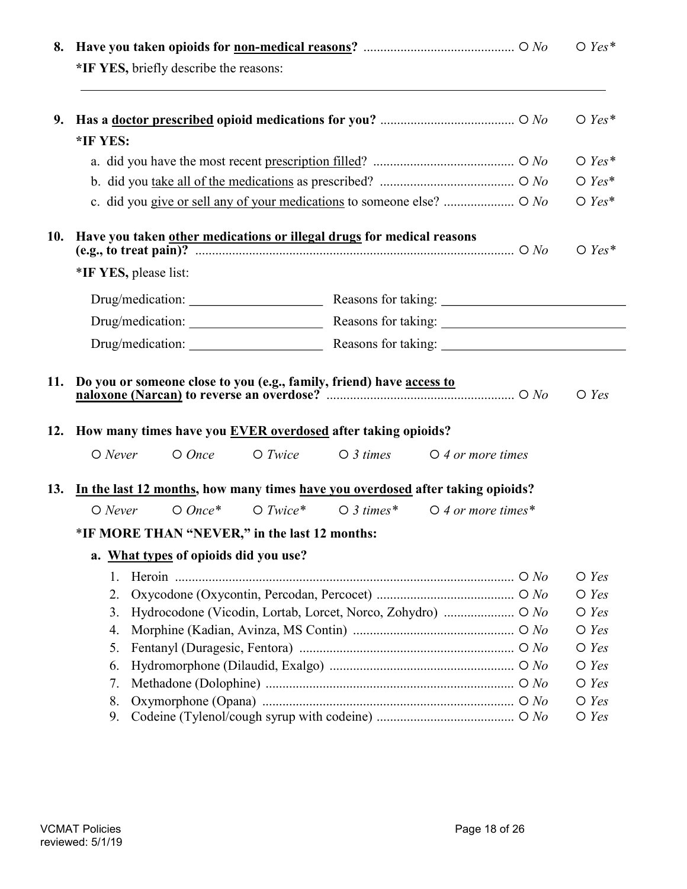8. **Have you taken opioids for <u>non-medical reasons</u>?** ............................................ O *No* O *Yes**

   ***IF YES,** briefly describe the reasons:

   ______________________________________________________________________________

9. **Has a <u>doctor prescribed</u> opioid medications for you?** ........................................ O *No* O *Yes**

   ***IF YES:**

   a. did you have the most recent <u>prescription filled</u>? .......................................... O *No* O *Yes**

   b. did you <u>take all of the medications</u> as prescribed? ........................................ O *No* O *Yes**

   c. did you <u>give or sell any of your medications</u> to someone else? ..................... O *No* O *Yes**

10. **Have you taken <u>other medications or illegal drugs</u> for medical reasons (e.g., to treat pain)?** .............................................................................................. O *No* O *Yes**

    ***IF YES,** please list:

    Drug/medication: ____________________ Reasons for taking: ___________________________

    Drug/medication: ____________________ Reasons for taking: ___________________________

    Drug/medication: ____________________ Reasons for taking: ___________________________

11. **Do you or someone close to you (e.g., family, friend) have <u>access to naloxone (Narcan)</u> to reverse an overdose?** ........................................................ O *No* O *Yes*

12. **How many times have you <u>EVER overdosed</u> after taking opioids?**

    O *Never* O *Once* O *Twice* O *3 times* O *4 or more times*

13. **<u>In the last 12 months</u>, how many times <u>have you overdosed</u> after taking opioids?**

    O *Never* O *Once** O *Twice** O *3 times** O *4 or more times**

    ***IF MORE THAN "NEVER," in the last 12 months:**

    **a. <u>What types</u> of opioids did you use?**

    1. Heroin ..................................................................................................... O *No* O *Yes*
    2. Oxycodone (Oxycontin, Percodan, Percocet) ......................................... O *No* O *Yes*
    3. Hydrocodone (Vicodin, Lortab, Lorcet, Norco, Zohydro) ..................... O *No* O *Yes*
    4. Morphine (Kadian, Avinza, MS Contin) ................................................ O *No* O *Yes*
    5. Fentanyl (Duragesic, Fentora) ................................................................ O *No* O *Yes*
    6. Hydromorphone (Dilaudid, Exalgo) ....................................................... O *No* O *Yes*
    7. Methadone (Dolophine) .......................................................................... O *No* O *Yes*
    8. Oxymorphone (Opana) ........................................................................... O *No* O *Yes*
    9. Codeine (Tylenol/cough syrup with codeine) ......................................... O *No* O *Yes*

VCMAT Policies
reviewed: 5/1/19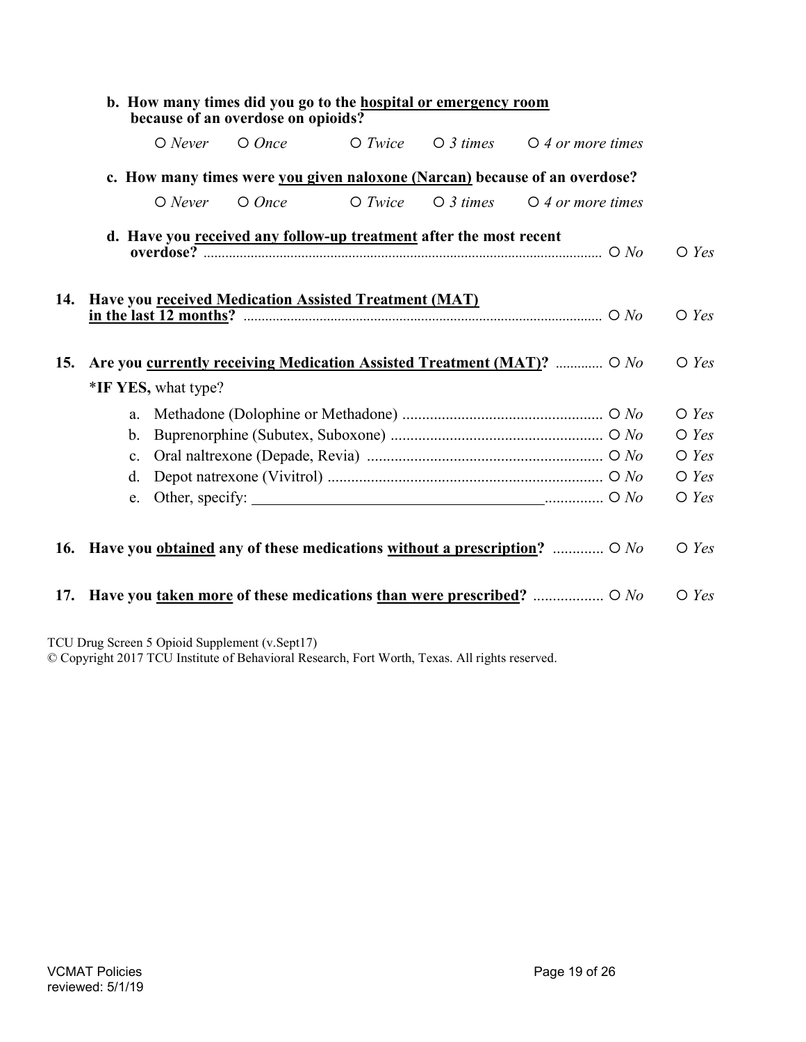b. **How many times did you go to the <u>hospital or emergency room</u> because of an overdose on opioids?**

○ *Never* ○ *Once* ○ *Twice* ○ *3 times* ○ *4 or more times*

c. **How many times were <u>you given naloxone (Narcan)</u> because of an overdose?**

○ *Never* ○ *Once* ○ *Twice* ○ *3 times* ○ *4 or more times*

d. **Have you <u>received any follow-up treatment</u> after the most recent overdose?** ............ ○ *No* ○ *Yes*

**14. Have you <u>received Medication Assisted Treatment (MAT)</u> <u>in the last 12 months</u>?** ............ ○ *No* ○ *Yes*

**15. Are you <u>currently receiving Medication Assisted Treatment (MAT)</u>?** ............ ○ *No* ○ *Yes*

*__IF YES,__ what type?

a. Methadone (Dolophine or Methadone) ............ ○ *No* ○ *Yes*
b. Buprenorphine (Subutex, Suboxone) ............ ○ *No* ○ *Yes*
c. Oral naltrexone (Depade, Revia) ............ ○ *No* ○ *Yes*
d. Depot natrexone (Vivitrol) ............ ○ *No* ○ *Yes*
e. Other, specify: ______________________ ............ ○ *No* ○ *Yes*

**16. Have you <u>obtained</u> any of these medications <u>without a prescription</u>?** ............ ○ *No* ○ *Yes*

**17. Have you <u>taken more</u> of these medications <u>than were prescribed</u>?** ............ ○ *No* ○ *Yes*

TCU Drug Screen 5 Opioid Supplement (v.Sept17)
© Copyright 2017 TCU Institute of Behavioral Research, Fort Worth, Texas. All rights reserved.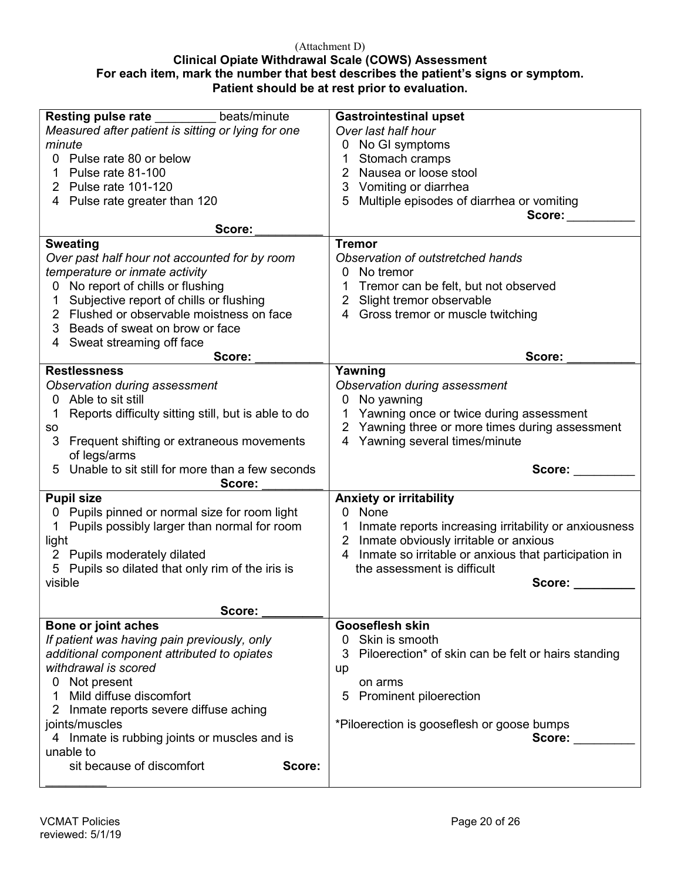(Attachment D)

**Clinical Opiate Withdrawal Scale (COWS) Assessment**
**For each item, mark the number that best describes the patient's signs or symptom.**
**Patient should be at rest prior to evaluation.**

| | |
|---|---|
| **Resting pulse rate** _________ beats/minute<br>*Measured after patient is sitting or lying for one minute*<br>0 Pulse rate 80 or below<br>1 Pulse rate 81-100<br>2 Pulse rate 101-120<br>4 Pulse rate greater than 120<br>**Score:** __________ | **Gastrointestinal upset**<br>*Over last half hour*<br>0 No GI symptoms<br>1 Stomach cramps<br>2 Nausea or loose stool<br>3 Vomiting or diarrhea<br>5 Multiple episodes of diarrhea or vomiting<br>**Score:** __________ |
| **Sweating**<br>*Over past half hour not accounted for by room temperature or inmate activity*<br>0 No report of chills or flushing<br>1 Subjective report of chills or flushing<br>2 Flushed or observable moistness on face<br>3 Beads of sweat on brow or face<br>4 Sweat streaming off face<br>**Score:** __________ | **Tremor**<br>*Observation of outstretched hands*<br>0 No tremor<br>1 Tremor can be felt, but not observed<br>2 Slight tremor observable<br>4 Gross tremor or muscle twitching<br>**Score:** __________ |
| **Restlessness**<br>*Observation during assessment*<br>0 Able to sit still<br>1 Reports difficulty sitting still, but is able to do so<br>3 Frequent shifting or extraneous movements of legs/arms<br>5 Unable to sit still for more than a few seconds<br>**Score:** _________ | **Yawning**<br>*Observation during assessment*<br>0 No yawning<br>1 Yawning once or twice during assessment<br>2 Yawning three or more times during assessment<br>4 Yawning several times/minute<br>**Score:** _________ |
| **Pupil size**<br>0 Pupils pinned or normal size for room light<br>1 Pupils possibly larger than normal for room light<br>2 Pupils moderately dilated<br>5 Pupils so dilated that only rim of the iris is visible<br>**Score:** _________ | **Anxiety or irritability**<br>0 None<br>1 Inmate reports increasing irritability or anxiousness<br>2 Inmate obviously irritable or anxious<br>4 Inmate so irritable or anxious that participation in the assessment is difficult<br>**Score:** _________ |
| **Bone or joint aches**<br>*If patient was having pain previously, only additional component attributed to opiates withdrawal is scored*<br>0 Not present<br>1 Mild diffuse discomfort<br>2 Inmate reports severe diffuse aching joints/muscles<br>4 Inmate is rubbing joints or muscles and is unable to sit because of discomfort<br>**Score:** _________ | **Gooseflesh skin**<br>0 Skin is smooth<br>3 Piloerection* of skin can be felt or hairs standing up on arms<br>5 Prominent piloerection<br><br>*Piloerection is gooseflesh or goose bumps<br>**Score:** _________ |

VCMAT Policies
reviewed: 5/1/19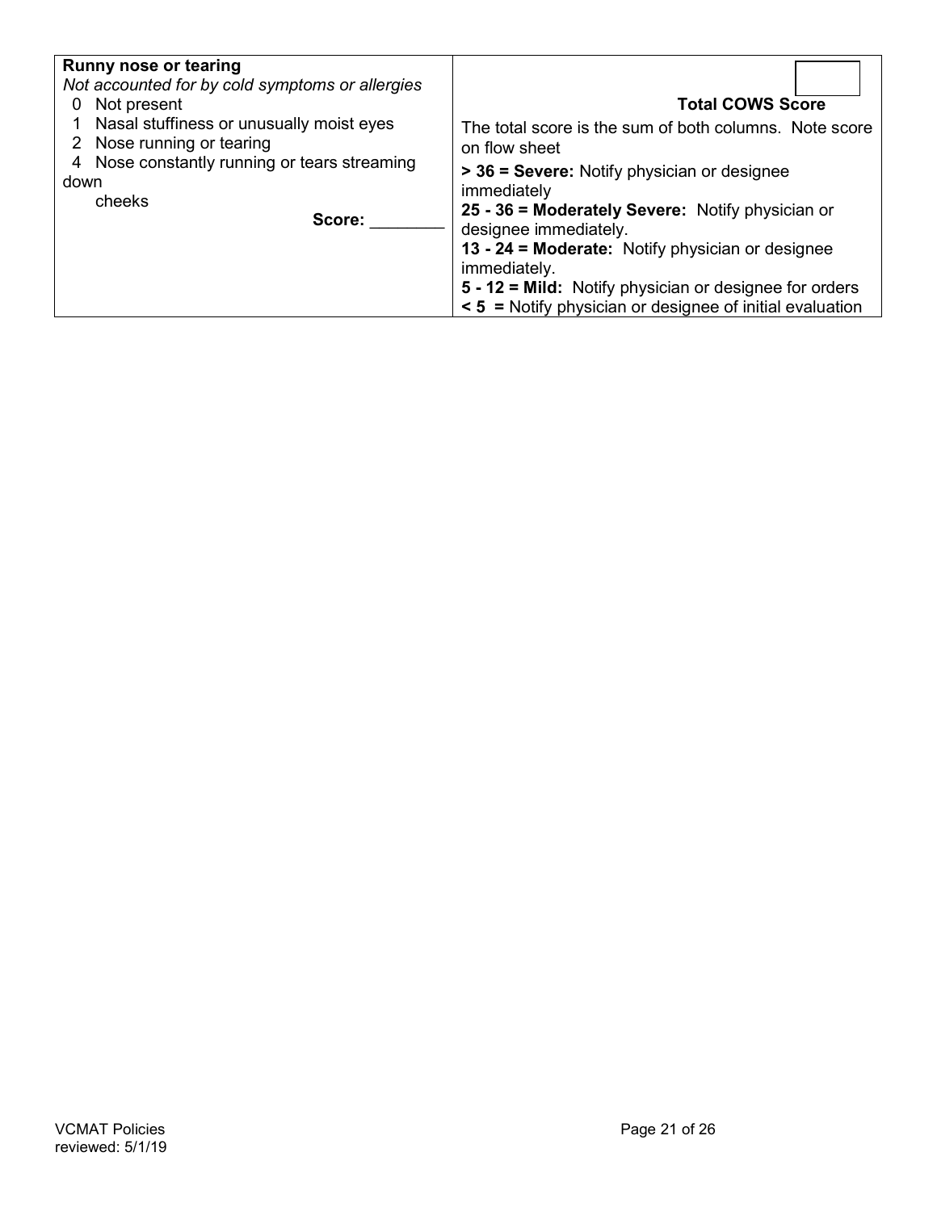| **Runny nose or tearing**<br>*Not accounted for by cold symptoms or allergies*<br>0 Not present<br>1 Nasal stuffiness or unusually moist eyes<br>2 Nose running or tearing<br>4 Nose constantly running or tears streaming down cheeks<br>**Score:** ________ | **Total COWS Score** [ ]<br>The total score is the sum of both columns. Note score on flow sheet<br>**> 36 = Severe:** Notify physician or designee immediately<br>**25 - 36 = Moderately Severe:** Notify physician or designee immediately.<br>**13 - 24 = Moderate:** Notify physician or designee immediately.<br>**5 - 12 = Mild:** Notify physician or designee for orders<br>**< 5 =** Notify physician or designee of initial evaluation |
|---|---|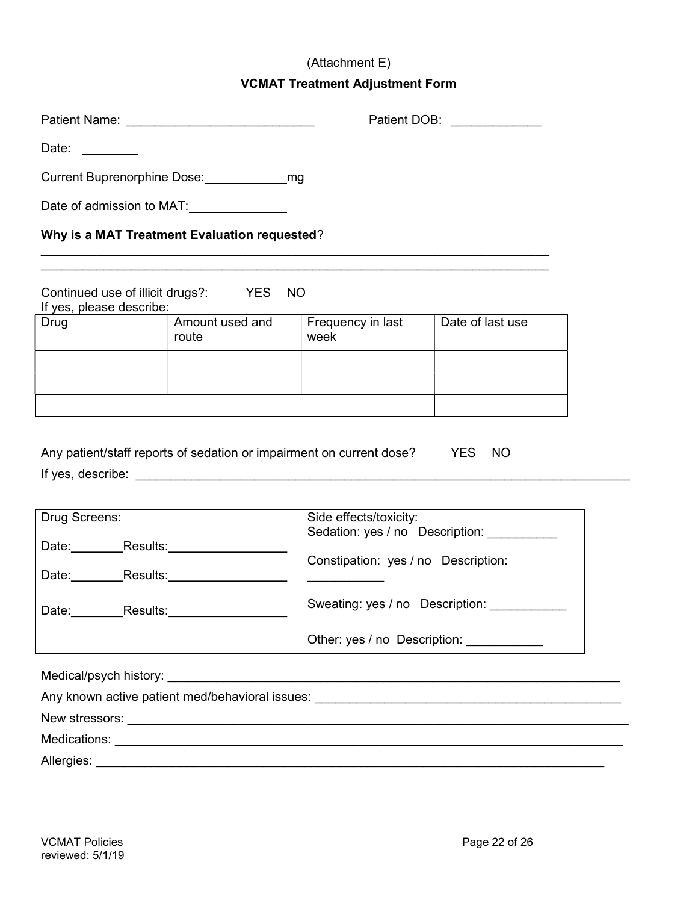(Attachment E)

## VCMAT Treatment Adjustment Form

Patient Name: ___________________________ Patient DOB: _____________

Date: ________

Current Buprenorphine Dose:____________mg

Date of admission to MAT:_____________

**Why is a MAT Treatment Evaluation requested**?

___________________________________________________________________________

___________________________________________________________________________

Continued use of illicit drugs?: YES NO

If yes, please describe:

| Drug | Amount used and route | Frequency in last week | Date of last use |
|---|---|---|---|
| | | | |
| | | | |
| | | | |

Any patient/staff reports of sedation or impairment on current dose? YES NO

If yes, describe: ___________________________________________________________________________

| Drug Screens: | Side effects/toxicity: |
|---|---|
| Date:_______Results:_________________ | Sedation: yes / no Description: __________ |
| Date:_______Results:_________________ | Constipation: yes / no Description: ___________ |
| Date:_______Results:_________________ | Sweating: yes / no Description: ___________ |
| | Other: yes / no Description: ___________ |

Medical/psych history: _________________________________________________________________

Any known active patient med/behavioral issues: _____________________________________________

New stressors: _______________________________________________________________________

Medications: _________________________________________________________________________

Allergies: ___________________________________________________________________________

VCMAT Policies
reviewed: 5/1/19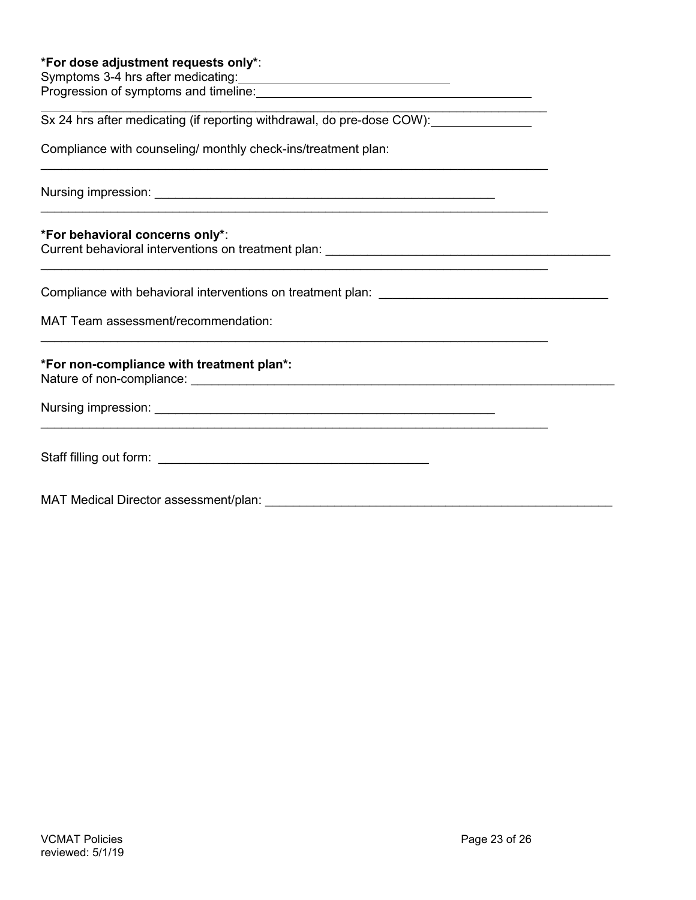**\*For dose adjustment requests only\***:
Symptoms 3-4 hrs after medicating:______________________________
Progression of symptoms and timeline:________________________________________
____________________________________________________________________________
Sx 24 hrs after medicating (if reporting withdrawal, do pre-dose COW):______________

Compliance with counseling/ monthly check-ins/treatment plan:
____________________________________________________________________________

Nursing impression: ___________________________________________________
____________________________________________________________________________

**\*For behavioral concerns only\***:
Current behavioral interventions on treatment plan: ________________________________________
____________________________________________________________________________

Compliance with behavioral interventions on treatment plan: ________________________________

MAT Team assessment/recommendation:
____________________________________________________________________________

**\*For non-compliance with treatment plan\*:**
Nature of non-compliance: _________________________________________________________________

Nursing impression: ___________________________________________________
____________________________________________________________________________

Staff filling out form: ________________________________________

MAT Medical Director assessment/plan: ____________________________________________________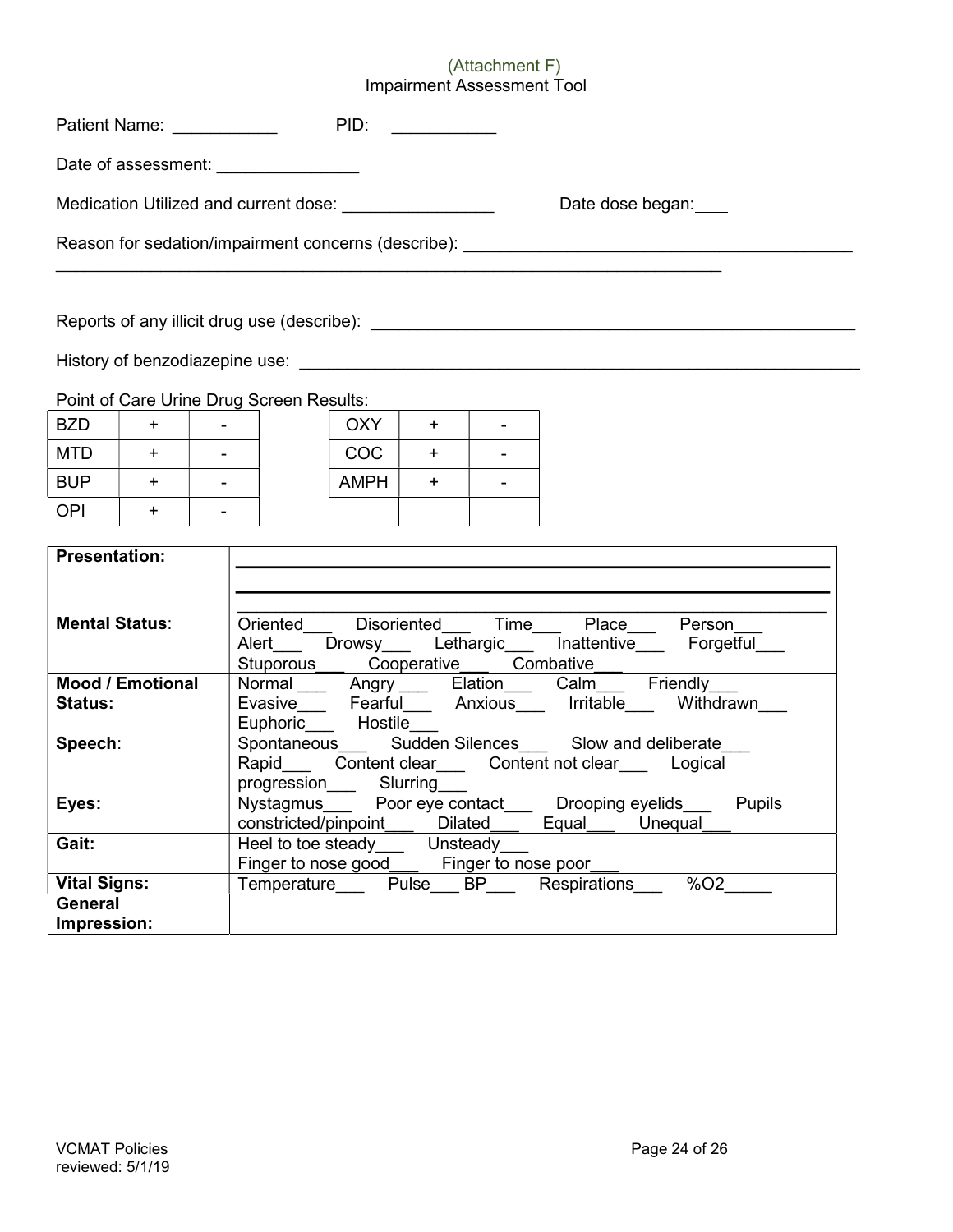(Attachment F)

# Impairment Assessment Tool

Patient Name: ___________ PID: ___________

Date of assessment: _______________

Medication Utilized and current dose: ________________ Date dose began:____

Reason for sedation/impairment concerns (describe): ___________________________________________
___________________________________________________________________________

Reports of any illicit drug use (describe): _____________________________________________________

History of benzodiazepine use: ____________________________________________________________

Point of Care Urine Drug Screen Results:

| BZD | + | - |
|---|---|---|
| MTD | + | - |
| BUP | + | - |
| OPI | + | - |

| OXY | + | - |
|---|---|---|
| COC | + | - |
| AMPH | + | - |
| | | |

| **Presentation:** | ___________________________________________ ___________________________________________ ___________________________________________ |
|---|---|
| **Mental Status**: | Oriented___ Disoriented___ Time___ Place___ Person___ Alert___ Drowsy___ Lethargic___ Inattentive___ Forgetful___ Stuporous___ Cooperative___ Combative___ |
| **Mood / Emotional Status:** | Normal ___ Angry ___ Elation___ Calm___ Friendly___ Evasive___ Fearful___ Anxious___ Irritable___ Withdrawn___ Euphoric___ Hostile___ |
| **Speech**: | Spontaneous___ Sudden Silences___ Slow and deliberate___ Rapid___ Content clear___ Content not clear___ Logical progression___ Slurring___ |
| **Eyes:** | Nystagmus___ Poor eye contact___ Drooping eyelids___ Pupils constricted/pinpoint___ Dilated___ Equal___ Unequal___ |
| **Gait:** | Heel to toe steady___ Unsteady___ Finger to nose good___ Finger to nose poor___ |
| **Vital Signs:** | Temperature___ Pulse___ BP___ Respirations___ %O2_____ |
| **General Impression:** | |

VCMAT Policies
reviewed: 5/1/19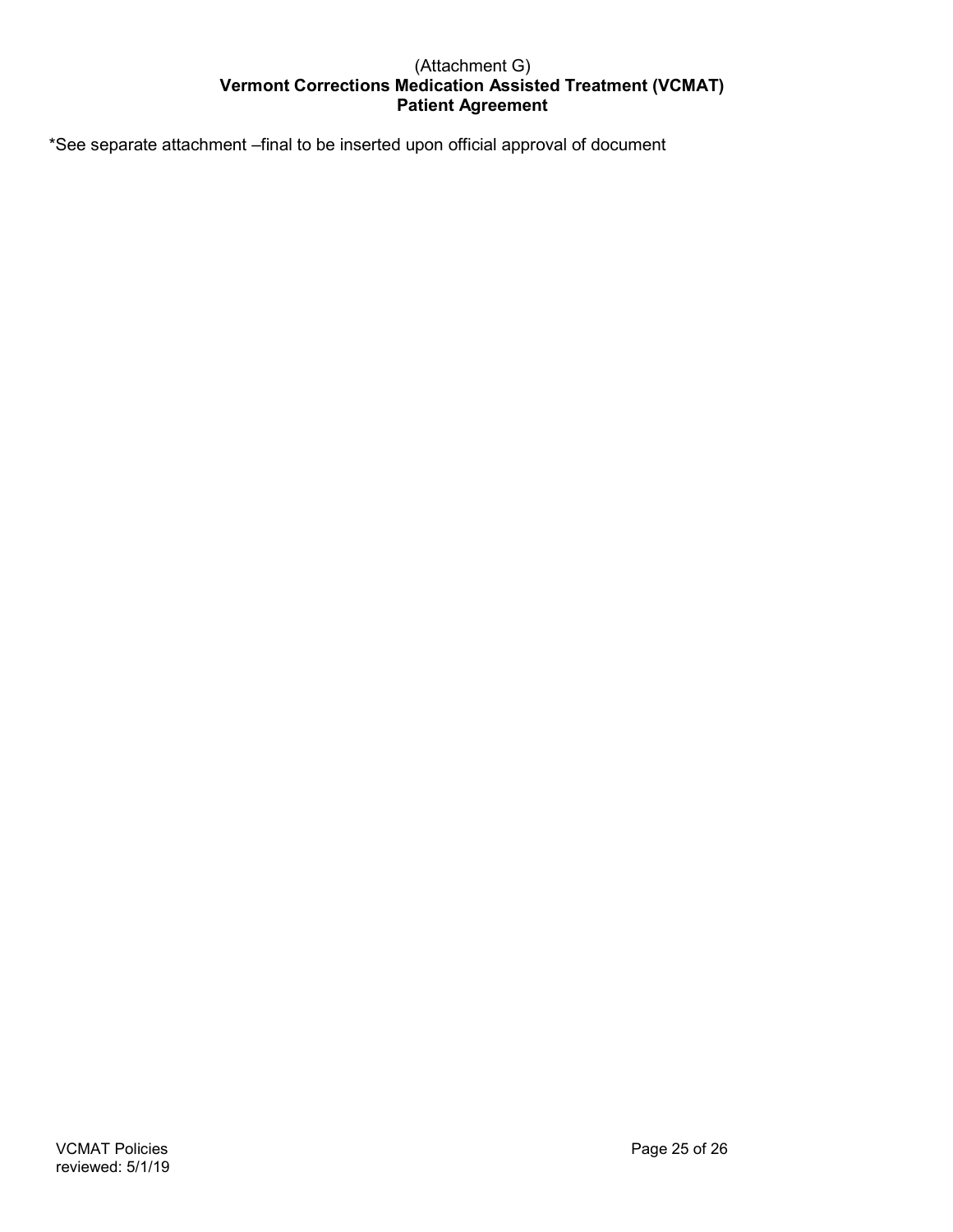(Attachment G)

**Vermont Corrections Medication Assisted Treatment (VCMAT)**
**Patient Agreement**

*See separate attachment –final to be inserted upon official approval of document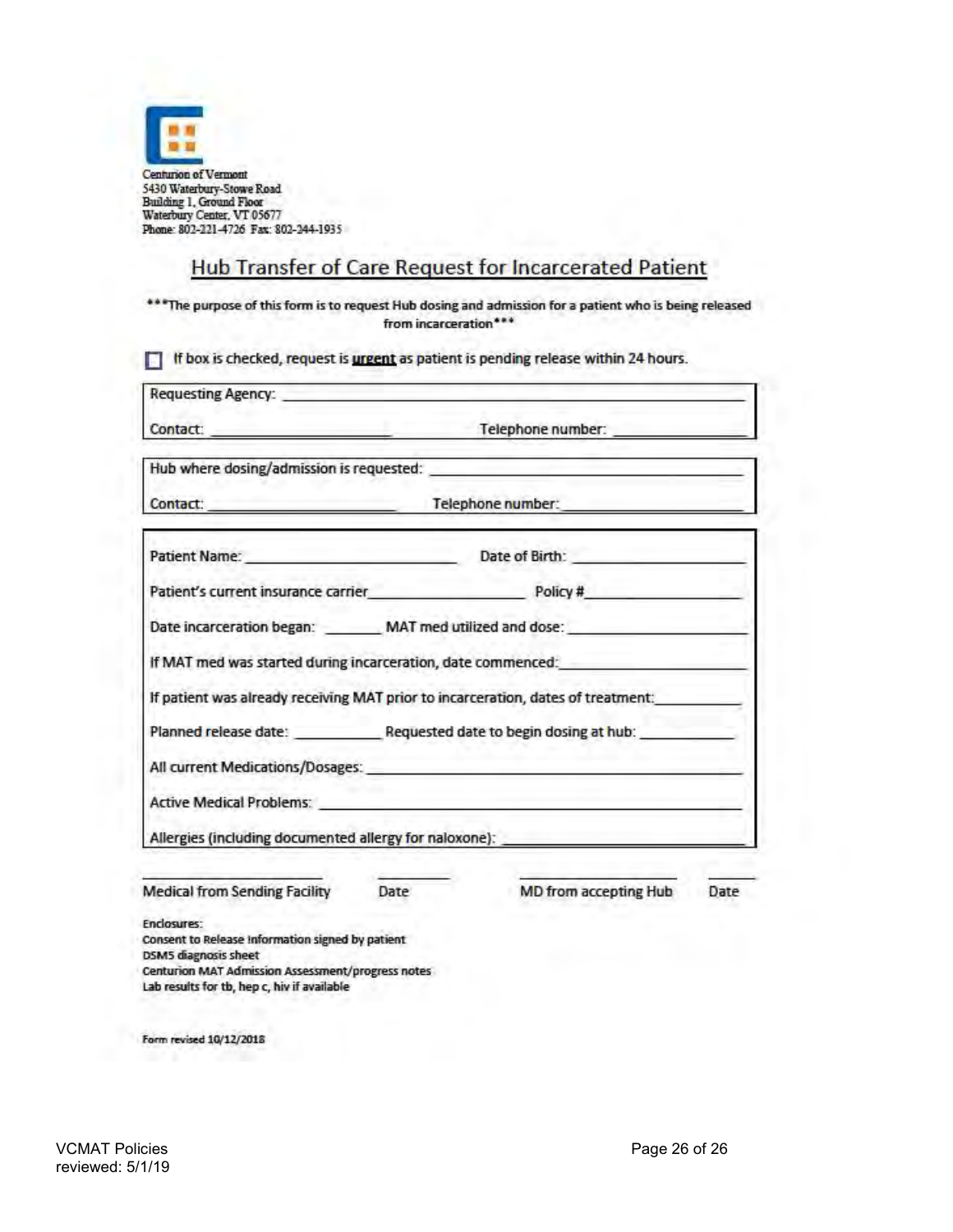Centurion of Vermont
5430 Waterbury-Stowe Road
Building 1, Ground Floor
Waterbury Center, VT 05677
Phone: 802-221-4726 Fax: 802-244-1935

## Hub Transfer of Care Request for Incarcerated Patient

***The purpose of this form is to request Hub dosing and admission for a patient who is being released from incarceration***

☐ If box is checked, request is **urgent** as patient is pending release within 24 hours.

Requesting Agency: ____________________

Contact: ____________________ Telephone number: ____________________

Hub where dosing/admission is requested: ____________________

Contact: ____________________ Telephone number: ____________________

Patient Name: ____________________ Date of Birth: ____________________

Patient's current insurance carrier ____________________ Policy # ____________________

Date incarceration began: _______ MAT med utilized and dose: ____________________

If MAT med was started during incarceration, date commenced: ____________________

If patient was already receiving MAT prior to incarceration, dates of treatment: ____________________

Planned release date: ___________ Requested date to begin dosing at hub: ___________

All current Medications/Dosages: ____________________

Active Medical Problems: ____________________

Allergies (including documented allergy for naloxone): ____________________

| | | | |
|---|---|---|---|
| ____________________ | __________ | ____________________ | ______ |
| Medical from Sending Facility | Date | MD from accepting Hub | Date |

Enclosures:
Consent to Release Information signed by patient
DSM5 diagnosis sheet
Centurion MAT Admission Assessment/progress notes
Lab results for tb, hep c, hiv if available

Form revised 10/12/2018